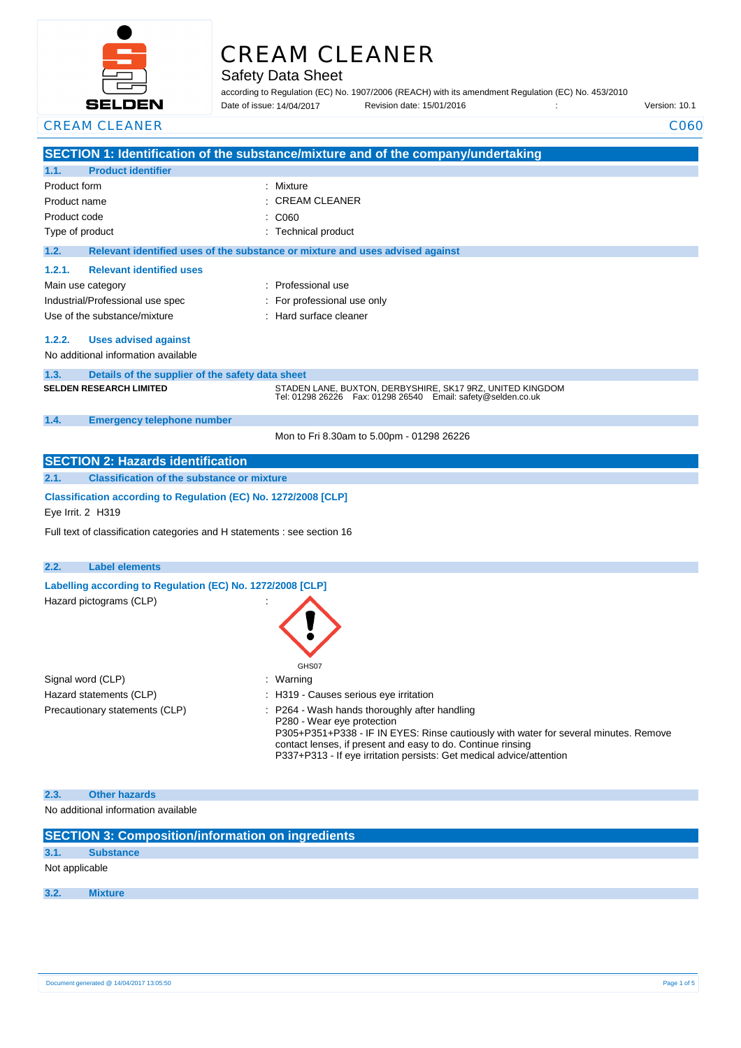# CREAM CLEANER

## Safety Data Sheet

according to Regulation (EC) No. 1907/2006 (REACH) with its amendment Regulation (EC) No. 453/2010

Date of issue: 14/04/2017 Revision date: 15/01/2016 : Version: 10.1

CREAM CLEANER C060

## SECTION 1: Identification of the substance/mixture and of the company/undertaking

### 1.1. Product identifier

| | |
|---|---|
| Product form | : Mixture |
| Product name | : CREAM CLEANER |
| Product code | : C060 |
| Type of product | : Technical product |

### 1.2. Relevant identified uses of the substance or mixture and uses advised against

#### 1.2.1. Relevant identified uses

| | |
|---|---|
| Main use category | : Professional use |
| Industrial/Professional use spec | : For professional use only |
| Use of the substance/mixture | : Hard surface cleaner |

#### 1.2.2. Uses advised against

No additional information available

### 1.3. Details of the supplier of the safety data sheet

**SELDEN RESEARCH LIMITED**

STADEN LANE, BUXTON, DERBYSHIRE, SK17 9RZ, UNITED KINGDOM
Tel: 01298 26226 Fax: 01298 26540 Email: safety@selden.co.uk

### 1.4. Emergency telephone number

Mon to Fri 8.30am to 5.00pm - 01298 26226

## SECTION 2: Hazards identification

### 2.1. Classification of the substance or mixture

**Classification according to Regulation (EC) No. 1272/2008 [CLP]**

Eye Irrit. 2 H319

Full text of classification categories and H statements : see section 16

### 2.2. Label elements

**Labelling according to Regulation (EC) No. 1272/2008 [CLP]**

Hazard pictograms (CLP) :

GHS07

| | |
|---|---|
| Signal word (CLP) | : Warning |
| Hazard statements (CLP) | : H319 - Causes serious eye irritation |
| Precautionary statements (CLP) | : P264 - Wash hands thoroughly after handling<br>P280 - Wear eye protection<br>P305+P351+P338 - IF IN EYES: Rinse cautiously with water for several minutes. Remove contact lenses, if present and easy to do. Continue rinsing<br>P337+P313 - If eye irritation persists: Get medical advice/attention |

### 2.3. Other hazards

No additional information available

## SECTION 3: Composition/information on ingredients

### 3.1. Substance

Not applicable

### 3.2. Mixture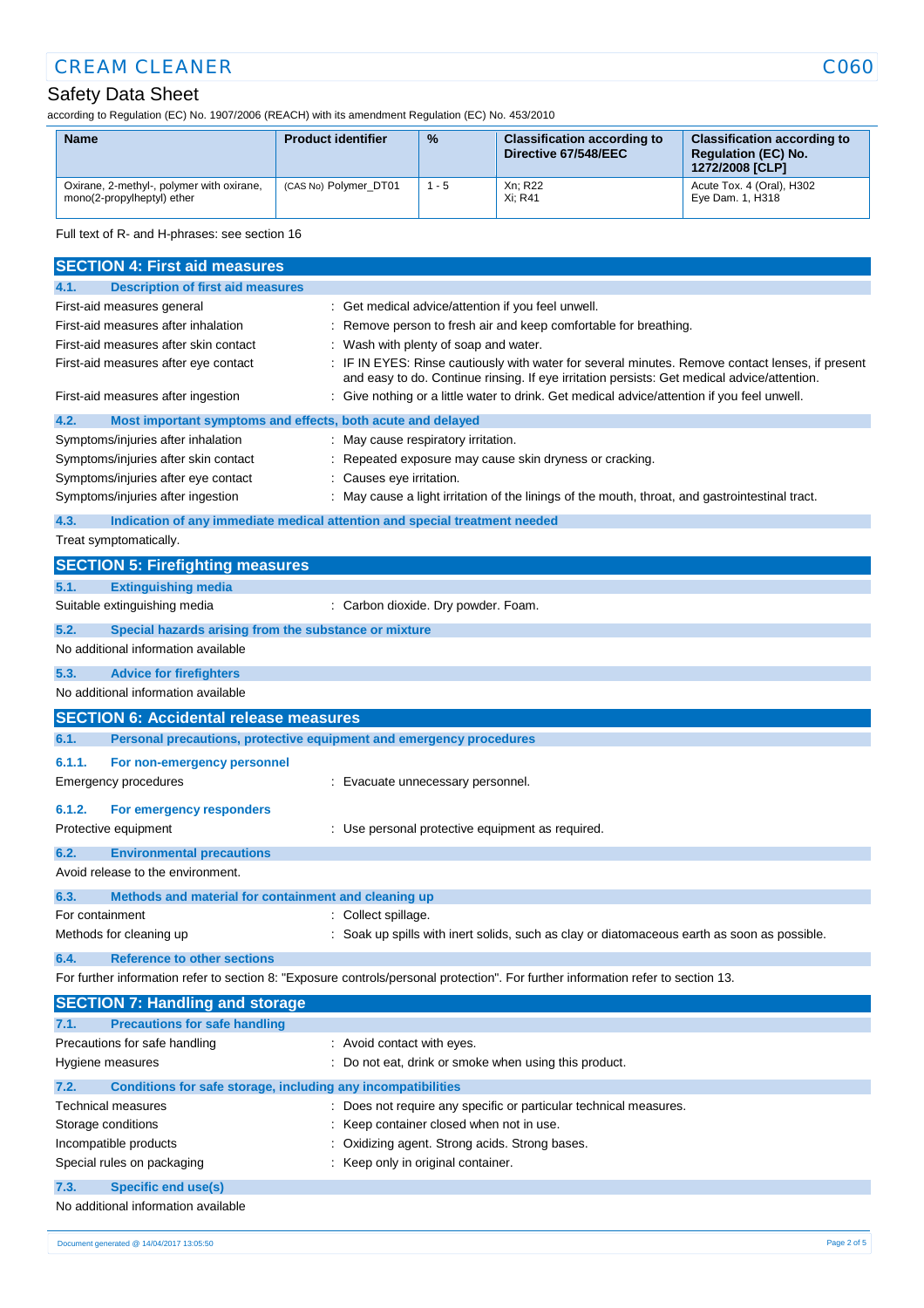| Name | Product identifier | % | Classification according to Directive 67/548/EEC | Classification according to Regulation (EC) No. 1272/2008 [CLP] |
|---|---|---|---|---|
| Oxirane, 2-methyl-, polymer with oxirane, mono(2-propylheptyl) ether | (CAS No) Polymer_DT01 | 1 - 5 | Xn; R22<br>Xi; R41 | Acute Tox. 4 (Oral), H302<br>Eye Dam. 1, H318 |

Full text of R- and H-phrases: see section 16

## SECTION 4: First aid measures

### 4.1. Description of first aid measures

First-aid measures general : Get medical advice/attention if you feel unwell.

First-aid measures after inhalation : Remove person to fresh air and keep comfortable for breathing.

First-aid measures after skin contact : Wash with plenty of soap and water.

First-aid measures after eye contact : IF IN EYES: Rinse cautiously with water for several minutes. Remove contact lenses, if present and easy to do. Continue rinsing. If eye irritation persists: Get medical advice/attention.

First-aid measures after ingestion : Give nothing or a little water to drink. Get medical advice/attention if you feel unwell.

### 4.2. Most important symptoms and effects, both acute and delayed

Symptoms/injuries after inhalation : May cause respiratory irritation.

Symptoms/injuries after skin contact : Repeated exposure may cause skin dryness or cracking.

Symptoms/injuries after eye contact : Causes eye irritation.

Symptoms/injuries after ingestion : May cause a light irritation of the linings of the mouth, throat, and gastrointestinal tract.

### 4.3. Indication of any immediate medical attention and special treatment needed

Treat symptomatically.

## SECTION 5: Firefighting measures

### 5.1. Extinguishing media

Suitable extinguishing media : Carbon dioxide. Dry powder. Foam.

### 5.2. Special hazards arising from the substance or mixture

No additional information available

### 5.3. Advice for firefighters

No additional information available

## SECTION 6: Accidental release measures

### 6.1. Personal precautions, protective equipment and emergency procedures

#### 6.1.1. For non-emergency personnel

Emergency procedures : Evacuate unnecessary personnel.

#### 6.1.2. For emergency responders

Protective equipment : Use personal protective equipment as required.

### 6.2. Environmental precautions

Avoid release to the environment.

### 6.3. Methods and material for containment and cleaning up

For containment : Collect spillage.

Methods for cleaning up : Soak up spills with inert solids, such as clay or diatomaceous earth as soon as possible.

### 6.4. Reference to other sections

For further information refer to section 8: "Exposure controls/personal protection". For further information refer to section 13.

## SECTION 7: Handling and storage

### 7.1. Precautions for safe handling

Precautions for safe handling : Avoid contact with eyes.

Hygiene measures : Do not eat, drink or smoke when using this product.

### 7.2. Conditions for safe storage, including any incompatibilities

Technical measures : Does not require any specific or particular technical measures.

Storage conditions : Keep container closed when not in use.

Incompatible products : Oxidizing agent. Strong acids. Strong bases.

Special rules on packaging : Keep only in original container.

### 7.3. Specific end use(s)

No additional information available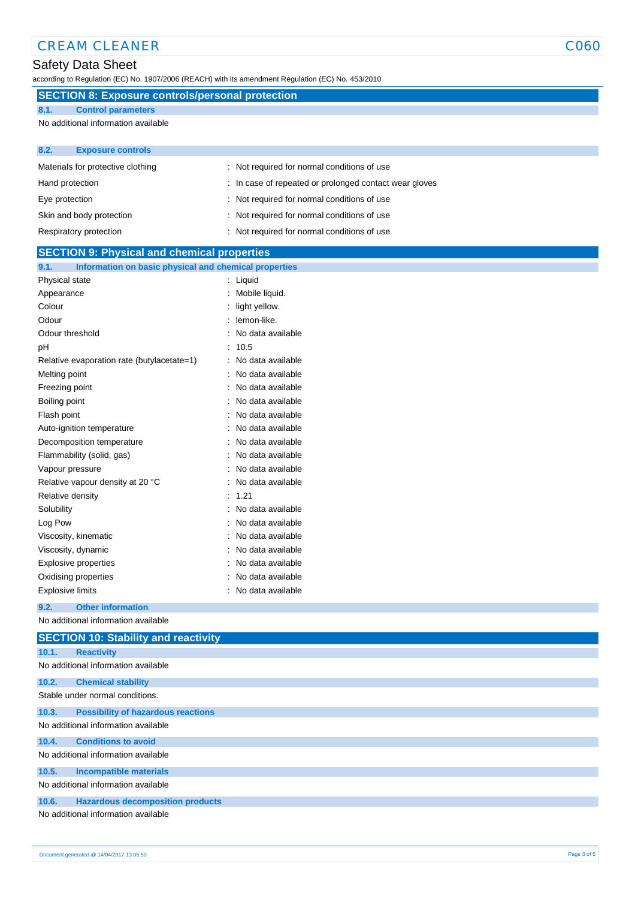## SECTION 8: Exposure controls/personal protection

### 8.1. Control parameters

No additional information available

### 8.2. Exposure controls

| | |
|---|---|
| Materials for protective clothing | : Not required for normal conditions of use |
| Hand protection | : In case of repeated or prolonged contact wear gloves |
| Eye protection | : Not required for normal conditions of use |
| Skin and body protection | : Not required for normal conditions of use |
| Respiratory protection | : Not required for normal conditions of use |

## SECTION 9: Physical and chemical properties

### 9.1. Information on basic physical and chemical properties

| | |
|---|---|
| Physical state | : Liquid |
| Appearance | : Mobile liquid. |
| Colour | : light yellow. |
| Odour | : lemon-like. |
| Odour threshold | : No data available |
| pH | : 10.5 |
| Relative evaporation rate (butylacetate=1) | : No data available |
| Melting point | : No data available |
| Freezing point | : No data available |
| Boiling point | : No data available |
| Flash point | : No data available |
| Auto-ignition temperature | : No data available |
| Decomposition temperature | : No data available |
| Flammability (solid, gas) | : No data available |
| Vapour pressure | : No data available |
| Relative vapour density at 20 °C | : No data available |
| Relative density | : 1.21 |
| Solubility | : No data available |
| Log Pow | : No data available |
| Viscosity, kinematic | : No data available |
| Viscosity, dynamic | : No data available |
| Explosive properties | : No data available |
| Oxidising properties | : No data available |
| Explosive limits | : No data available |

### 9.2. Other information

No additional information available

## SECTION 10: Stability and reactivity

### 10.1. Reactivity

No additional information available

### 10.2. Chemical stability

Stable under normal conditions.

### 10.3. Possibility of hazardous reactions

No additional information available

### 10.4. Conditions to avoid

No additional information available

### 10.5. Incompatible materials

No additional information available

### 10.6. Hazardous decomposition products

No additional information available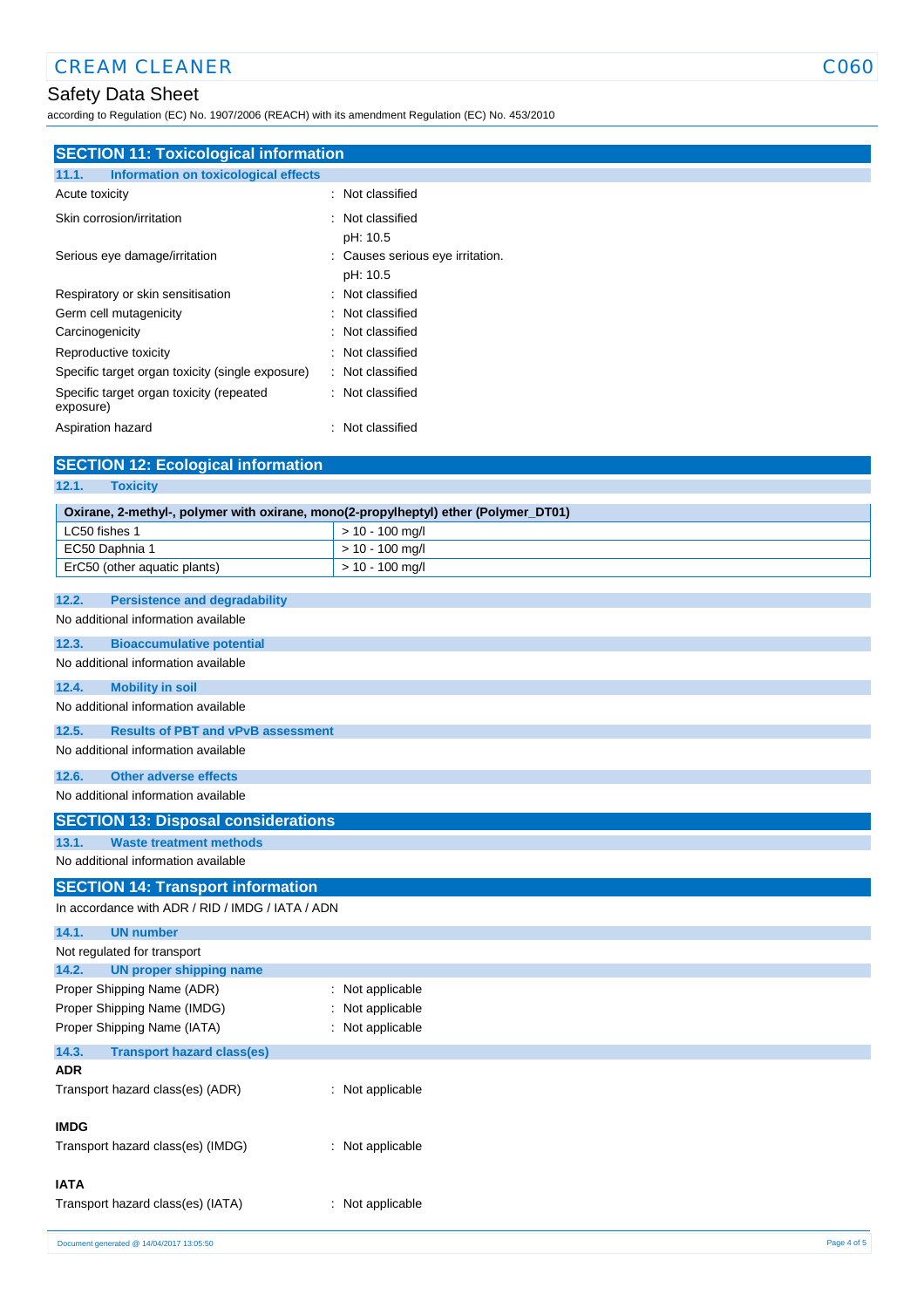## SECTION 11: Toxicological information

### 11.1. Information on toxicological effects

| | |
|---|---|
| Acute toxicity | : Not classified |
| Skin corrosion/irritation | : Not classified<br>pH: 10.5 |
| Serious eye damage/irritation | : Causes serious eye irritation.<br>pH: 10.5 |
| Respiratory or skin sensitisation | : Not classified |
| Germ cell mutagenicity | : Not classified |
| Carcinogenicity | : Not classified |
| Reproductive toxicity | : Not classified |
| Specific target organ toxicity (single exposure) | : Not classified |
| Specific target organ toxicity (repeated exposure) | : Not classified |
| Aspiration hazard | : Not classified |

## SECTION 12: Ecological information

### 12.1. Toxicity

| Oxirane, 2-methyl-, polymer with oxirane, mono(2-propylheptyl) ether (Polymer_DT01) | |
|---|---|
| LC50 fishes 1 | > 10 - 100 mg/l |
| EC50 Daphnia 1 | > 10 - 100 mg/l |
| ErC50 (other aquatic plants) | > 10 - 100 mg/l |

### 12.2. Persistence and degradability

No additional information available

### 12.3. Bioaccumulative potential

No additional information available

### 12.4. Mobility in soil

No additional information available

### 12.5. Results of PBT and vPvB assessment

No additional information available

### 12.6. Other adverse effects

No additional information available

## SECTION 13: Disposal considerations

### 13.1. Waste treatment methods

No additional information available

## SECTION 14: Transport information

In accordance with ADR / RID / IMDG / IATA / ADN

### 14.1. UN number

Not regulated for transport

### 14.2. UN proper shipping name

| | |
|---|---|
| Proper Shipping Name (ADR) | : Not applicable |
| Proper Shipping Name (IMDG) | : Not applicable |
| Proper Shipping Name (IATA) | : Not applicable |

### 14.3. Transport hazard class(es)

**ADR**

Transport hazard class(es) (ADR) : Not applicable

**IMDG**

Transport hazard class(es) (IMDG) : Not applicable

**IATA**

Transport hazard class(es) (IATA) : Not applicable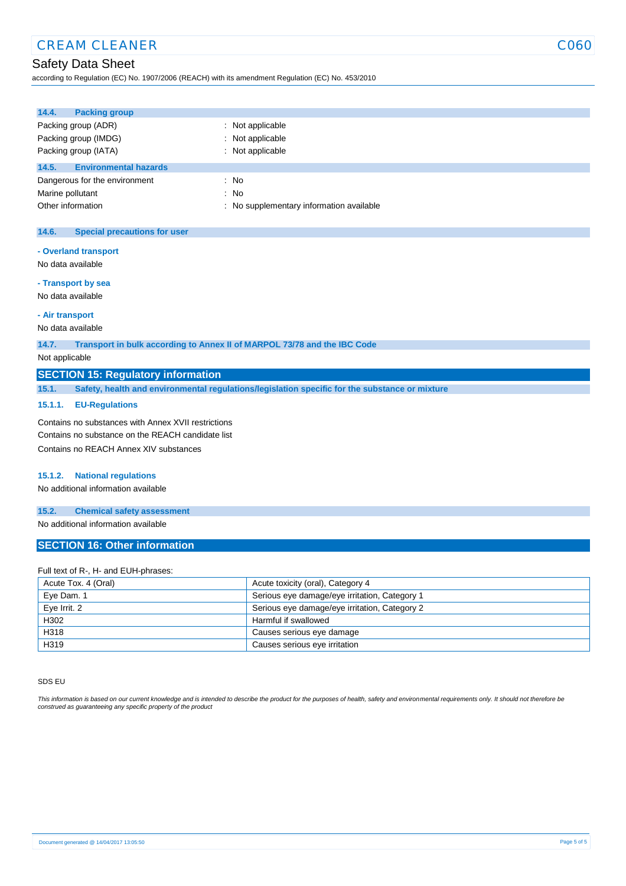### 14.4. Packing group

Packing group (ADR) : Not applicable

Packing group (IMDG) : Not applicable

Packing group (IATA) : Not applicable

### 14.5. Environmental hazards

Dangerous for the environment : No

Marine pollutant : No

Other information : No supplementary information available

### 14.6. Special precautions for user

**- Overland transport**

No data available

**- Transport by sea**

No data available

**- Air transport**

No data available

### 14.7. Transport in bulk according to Annex II of MARPOL 73/78 and the IBC Code

Not applicable

## SECTION 15: Regulatory information

### 15.1. Safety, health and environmental regulations/legislation specific for the substance or mixture

#### 15.1.1. EU-Regulations

Contains no substances with Annex XVII restrictions

Contains no substance on the REACH candidate list

Contains no REACH Annex XIV substances

#### 15.1.2. National regulations

No additional information available

### 15.2. Chemical safety assessment

No additional information available

## SECTION 16: Other information

Full text of R-, H- and EUH-phrases:

| | |
|---|---|
| Acute Tox. 4 (Oral) | Acute toxicity (oral), Category 4 |
| Eye Dam. 1 | Serious eye damage/eye irritation, Category 1 |
| Eye Irrit. 2 | Serious eye damage/eye irritation, Category 2 |
| H302 | Harmful if swallowed |
| H318 | Causes serious eye damage |
| H319 | Causes serious eye irritation |

SDS EU

*This information is based on our current knowledge and is intended to describe the product for the purposes of health, safety and environmental requirements only. It should not therefore be construed as guaranteeing any specific property of the product*